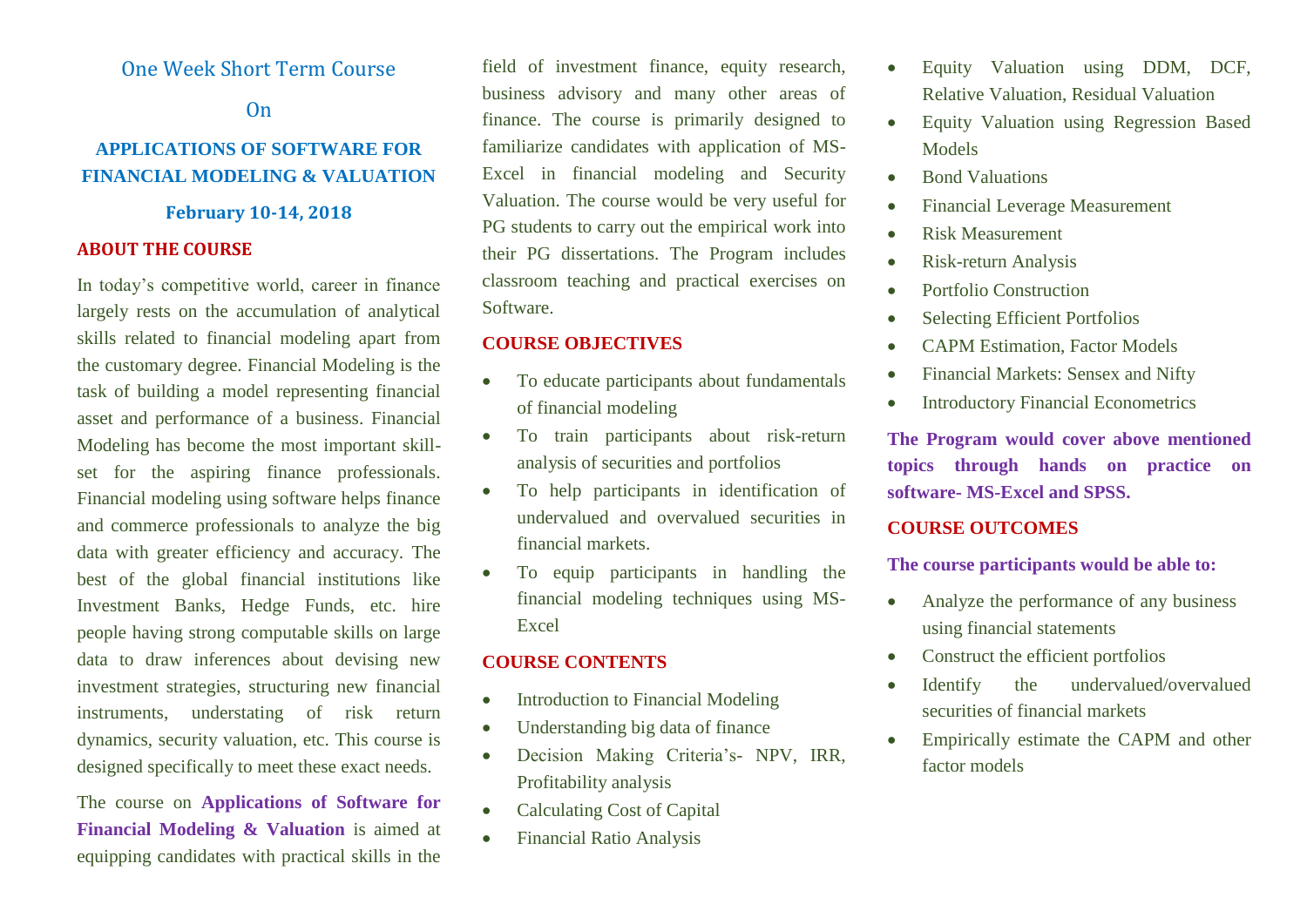One Week Short Term Course

On

# APPLICATIONS OF SOFTWARE FOR FINANCIAL MODELING & VALUATION

**February 10-14, 2018**

## ABOUT THE COURSE

In today's competitive world, career in finance largely rests on the accumulation of analytical skills related to financial modeling apart from the customary degree. Financial Modeling is the task of building a model representing financial asset and performance of a business. Financial Modeling has become the most important skill-set for the aspiring finance professionals. Financial modeling using software helps finance and commerce professionals to analyze the big data with greater efficiency and accuracy. The best of the global financial institutions like Investment Banks, Hedge Funds, etc. hire people having strong computable skills on large data to draw inferences about devising new investment strategies, structuring new financial instruments, understating of risk return dynamics, security valuation, etc. This course is designed specifically to meet these exact needs.

The course on **Applications of Software for Financial Modeling & Valuation** is aimed at equipping candidates with practical skills in the field of investment finance, equity research, business advisory and many other areas of finance. The course is primarily designed to familiarize candidates with application of MS-Excel in financial modeling and Security Valuation. The course would be very useful for PG students to carry out the empirical work into their PG dissertations. The Program includes classroom teaching and practical exercises on Software.

## COURSE OBJECTIVES

- To educate participants about fundamentals of financial modeling
- To train participants about risk-return analysis of securities and portfolios
- To help participants in identification of undervalued and overvalued securities in financial markets.
- To equip participants in handling the financial modeling techniques using MS-Excel

## COURSE CONTENTS

- Introduction to Financial Modeling
- Understanding big data of finance
- Decision Making Criteria's- NPV, IRR, Profitability analysis
- Calculating Cost of Capital
- Financial Ratio Analysis
- Equity Valuation using DDM, DCF, Relative Valuation, Residual Valuation
- Equity Valuation using Regression Based Models
- Bond Valuations
- Financial Leverage Measurement
- Risk Measurement
- Risk-return Analysis
- Portfolio Construction
- Selecting Efficient Portfolios
- CAPM Estimation, Factor Models
- Financial Markets: Sensex and Nifty
- Introductory Financial Econometrics

**The Program would cover above mentioned topics through hands on practice on software- MS-Excel and SPSS.**

## COURSE OUTCOMES

**The course participants would be able to:**

- Analyze the performance of any business using financial statements
- Construct the efficient portfolios
- Identify the undervalued/overvalued securities of financial markets
- Empirically estimate the CAPM and other factor models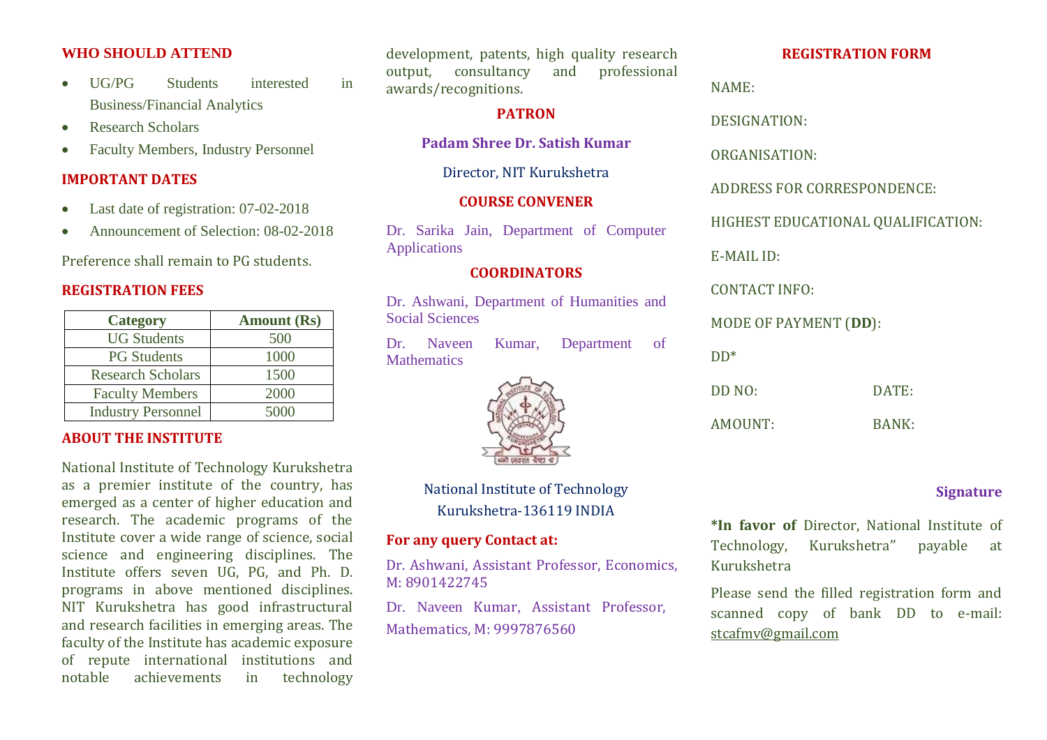## WHO SHOULD ATTEND

- UG/PG Students interested in Business/Financial Analytics
- Research Scholars
- Faculty Members, Industry Personnel

## IMPORTANT DATES

- Last date of registration: 07-02-2018
- Announcement of Selection: 08-02-2018

Preference shall remain to PG students.

## REGISTRATION FEES

| Category | Amount (Rs) |
|---|---|
| UG Students | 500 |
| PG Students | 1000 |
| Research Scholars | 1500 |
| Faculty Members | 2000 |
| Industry Personnel | 5000 |

## ABOUT THE INSTITUTE

National Institute of Technology Kurukshetra as a premier institute of the country, has emerged as a center of higher education and research. The academic programs of the Institute cover a wide range of science, social science and engineering disciplines. The Institute offers seven UG, PG, and Ph. D. programs in above mentioned disciplines. NIT Kurukshetra has good infrastructural and research facilities in emerging areas. The faculty of the Institute has academic exposure of repute international institutions and notable achievements in technology development, patents, high quality research output, consultancy and professional awards/recognitions.

## PATRON

**Padam Shree Dr. Satish Kumar**

Director, NIT Kurukshetra

## COURSE CONVENER

Dr. Sarika Jain, Department of Computer Applications

## COORDINATORS

Dr. Ashwani, Department of Humanities and Social Sciences

Dr. Naveen Kumar, Department of Mathematics

National Institute of Technology
Kurukshetra-136119 INDIA

**For any query Contact at:**

Dr. Ashwani, Assistant Professor, Economics, M: 8901422745

Dr. Naveen Kumar, Assistant Professor, Mathematics, M: 9997876560

## REGISTRATION FORM

NAME:

DESIGNATION:

ORGANISATION:

ADDRESS FOR CORRESPONDENCE:

HIGHEST EDUCATIONAL QUALIFICATION:

E-MAIL ID:

CONTACT INFO:

MODE OF PAYMENT (**DD**):

DD*

DD NO: DATE:

AMOUNT: BANK:

**Signature**

***In favor of** Director, National Institute of Technology, Kurukshetra" payable at Kurukshetra

Please send the filled registration form and scanned copy of bank DD to e-mail: stcafmv@gmail.com